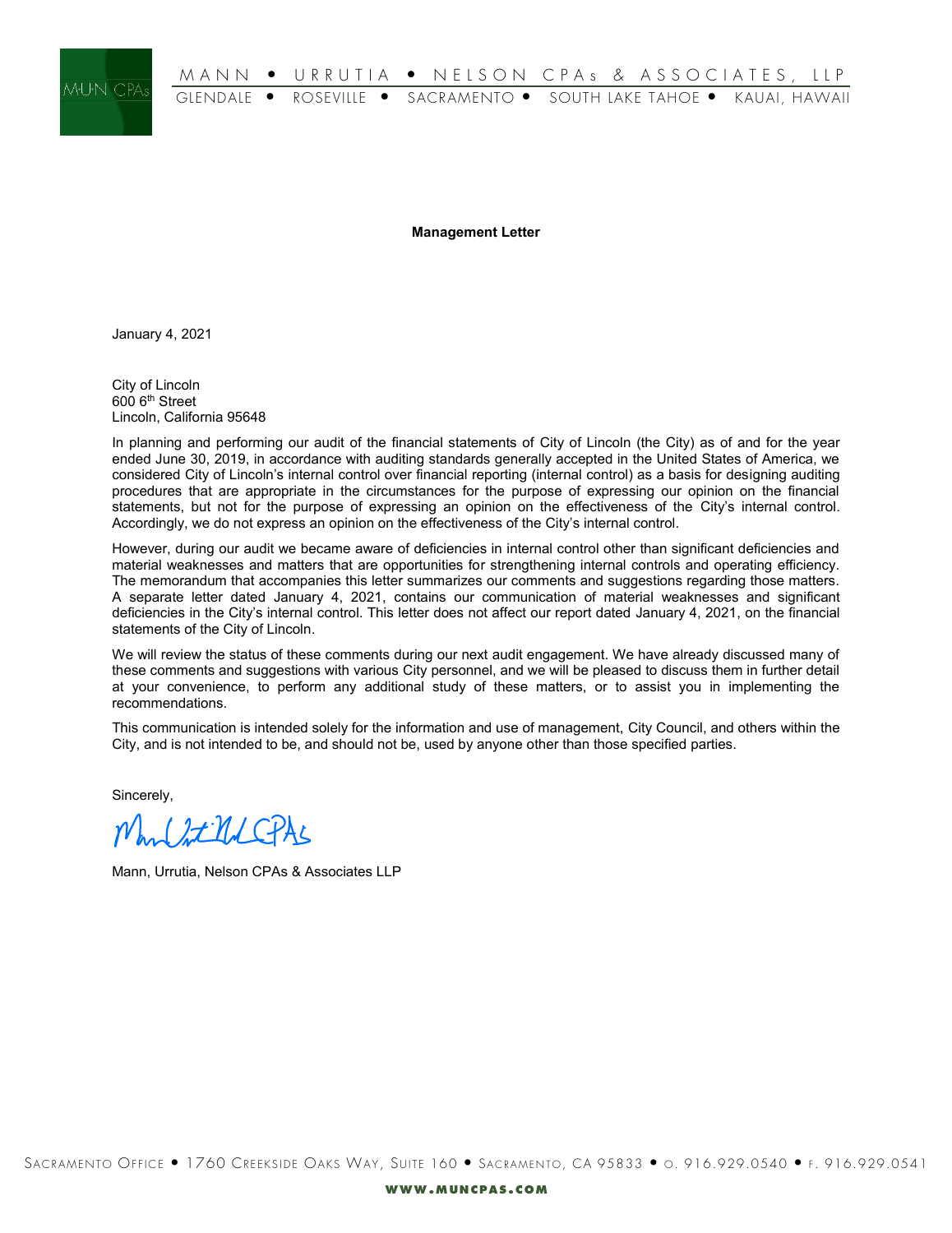**Management Letter**

January 4, 2021

City of Lincoln
600 6th Street
Lincoln, California 95648

In planning and performing our audit of the financial statements of City of Lincoln (the City) as of and for the year ended June 30, 2019, in accordance with auditing standards generally accepted in the United States of America, we considered City of Lincoln's internal control over financial reporting (internal control) as a basis for designing auditing procedures that are appropriate in the circumstances for the purpose of expressing our opinion on the financial statements, but not for the purpose of expressing an opinion on the effectiveness of the City's internal control. Accordingly, we do not express an opinion on the effectiveness of the City's internal control.

However, during our audit we became aware of deficiencies in internal control other than significant deficiencies and material weaknesses and matters that are opportunities for strengthening internal controls and operating efficiency. The memorandum that accompanies this letter summarizes our comments and suggestions regarding those matters. A separate letter dated January 4, 2021, contains our communication of material weaknesses and significant deficiencies in the City's internal control. This letter does not affect our report dated January 4, 2021, on the financial statements of the City of Lincoln.

We will review the status of these comments during our next audit engagement. We have already discussed many of these comments and suggestions with various City personnel, and we will be pleased to discuss them in further detail at your convenience, to perform any additional study of these matters, or to assist you in implementing the recommendations.

This communication is intended solely for the information and use of management, City Council, and others within the City, and is not intended to be, and should not be, used by anyone other than those specified parties.

Sincerely,

Mann, Urrutia, Nelson CPAs & Associates LLP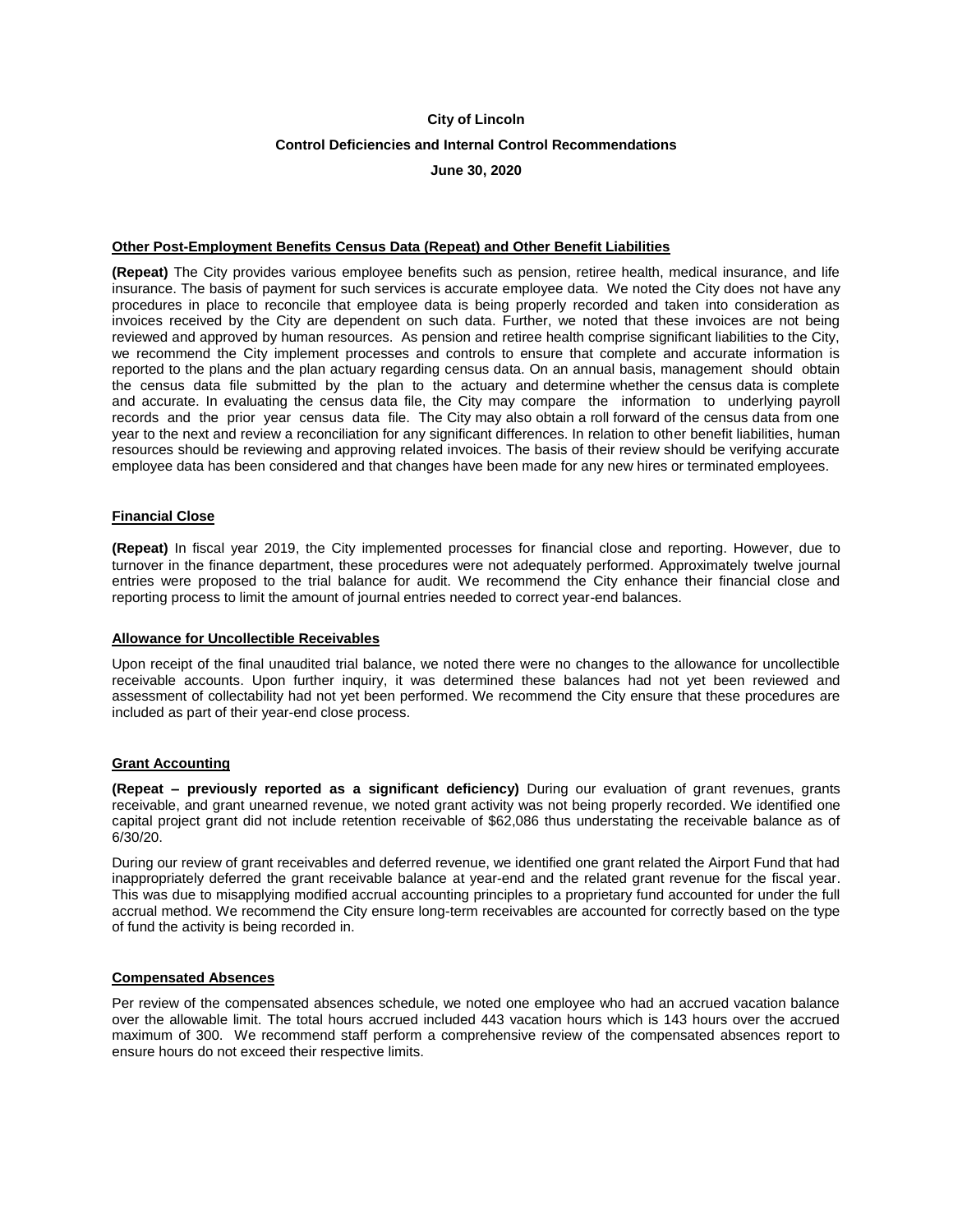**City of Lincoln**

**Control Deficiencies and Internal Control Recommendations**

**June 30, 2020**

**Other Post-Employment Benefits Census Data (Repeat) and Other Benefit Liabilities**

**(Repeat)** The City provides various employee benefits such as pension, retiree health, medical insurance, and life insurance. The basis of payment for such services is accurate employee data. We noted the City does not have any procedures in place to reconcile that employee data is being properly recorded and taken into consideration as invoices received by the City are dependent on such data. Further, we noted that these invoices are not being reviewed and approved by human resources. As pension and retiree health comprise significant liabilities to the City, we recommend the City implement processes and controls to ensure that complete and accurate information is reported to the plans and the plan actuary regarding census data. On an annual basis, management should obtain the census data file submitted by the plan to the actuary and determine whether the census data is complete and accurate. In evaluating the census data file, the City may compare the information to underlying payroll records and the prior year census data file. The City may also obtain a roll forward of the census data from one year to the next and review a reconciliation for any significant differences. In relation to other benefit liabilities, human resources should be reviewing and approving related invoices. The basis of their review should be verifying accurate employee data has been considered and that changes have been made for any new hires or terminated employees.

**Financial Close**

**(Repeat)** In fiscal year 2019, the City implemented processes for financial close and reporting. However, due to turnover in the finance department, these procedures were not adequately performed. Approximately twelve journal entries were proposed to the trial balance for audit. We recommend the City enhance their financial close and reporting process to limit the amount of journal entries needed to correct year-end balances.

**Allowance for Uncollectible Receivables**

Upon receipt of the final unaudited trial balance, we noted there were no changes to the allowance for uncollectible receivable accounts. Upon further inquiry, it was determined these balances had not yet been reviewed and assessment of collectability had not yet been performed. We recommend the City ensure that these procedures are included as part of their year-end close process.

**Grant Accounting**

**(Repeat – previously reported as a significant deficiency)** During our evaluation of grant revenues, grants receivable, and grant unearned revenue, we noted grant activity was not being properly recorded. We identified one capital project grant did not include retention receivable of $62,086 thus understating the receivable balance as of 6/30/20.

During our review of grant receivables and deferred revenue, we identified one grant related the Airport Fund that had inappropriately deferred the grant receivable balance at year-end and the related grant revenue for the fiscal year. This was due to misapplying modified accrual accounting principles to a proprietary fund accounted for under the full accrual method. We recommend the City ensure long-term receivables are accounted for correctly based on the type of fund the activity is being recorded in.

**Compensated Absences**

Per review of the compensated absences schedule, we noted one employee who had an accrued vacation balance over the allowable limit. The total hours accrued included 443 vacation hours which is 143 hours over the accrued maximum of 300. We recommend staff perform a comprehensive review of the compensated absences report to ensure hours do not exceed their respective limits.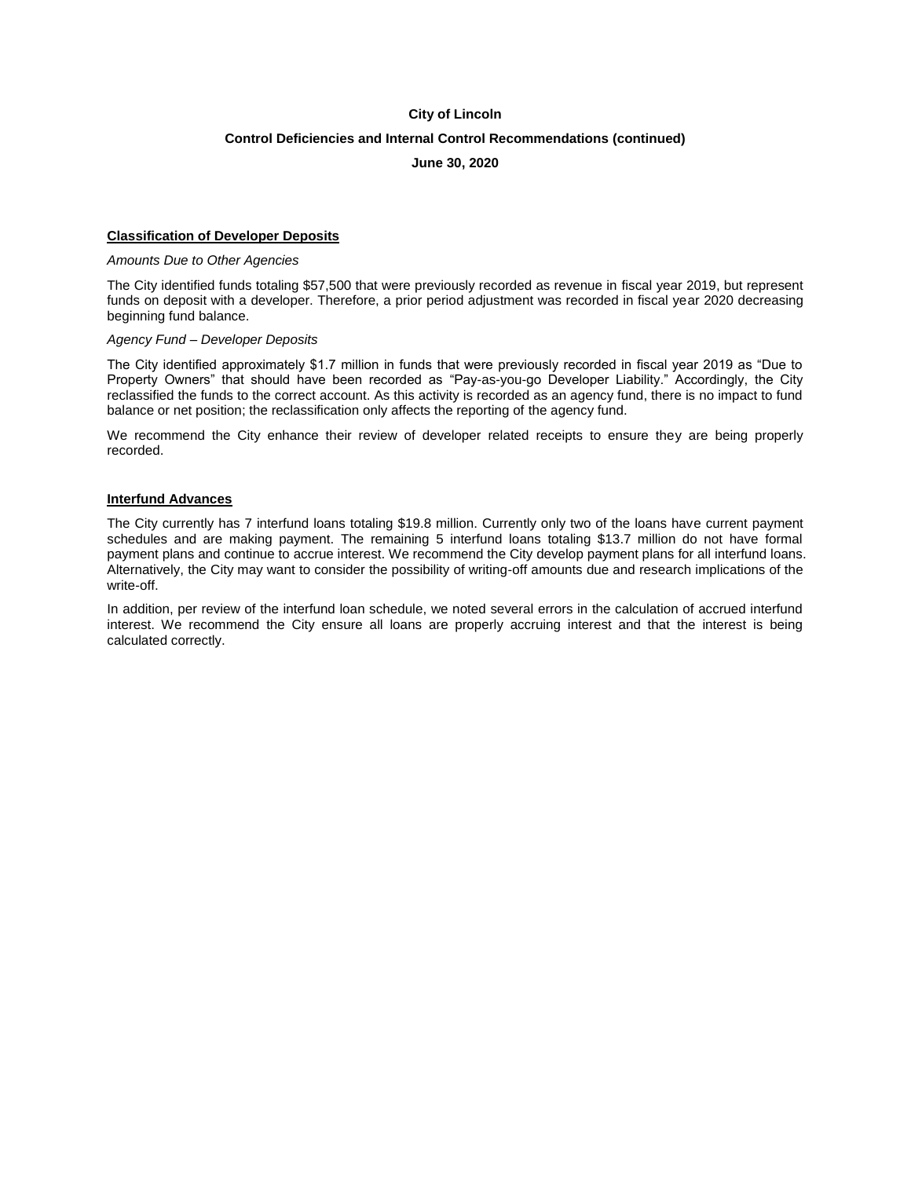**City of Lincoln**

**Control Deficiencies and Internal Control Recommendations (continued)**

**June 30, 2020**

## Classification of Developer Deposits

*Amounts Due to Other Agencies*

The City identified funds totaling $57,500 that were previously recorded as revenue in fiscal year 2019, but represent funds on deposit with a developer. Therefore, a prior period adjustment was recorded in fiscal year 2020 decreasing beginning fund balance.

*Agency Fund – Developer Deposits*

The City identified approximately $1.7 million in funds that were previously recorded in fiscal year 2019 as "Due to Property Owners" that should have been recorded as "Pay-as-you-go Developer Liability." Accordingly, the City reclassified the funds to the correct account. As this activity is recorded as an agency fund, there is no impact to fund balance or net position; the reclassification only affects the reporting of the agency fund.

We recommend the City enhance their review of developer related receipts to ensure they are being properly recorded.

## Interfund Advances

The City currently has 7 interfund loans totaling $19.8 million. Currently only two of the loans have current payment schedules and are making payment. The remaining 5 interfund loans totaling $13.7 million do not have formal payment plans and continue to accrue interest. We recommend the City develop payment plans for all interfund loans. Alternatively, the City may want to consider the possibility of writing-off amounts due and research implications of the write-off.

In addition, per review of the interfund loan schedule, we noted several errors in the calculation of accrued interfund interest. We recommend the City ensure all loans are properly accruing interest and that the interest is being calculated correctly.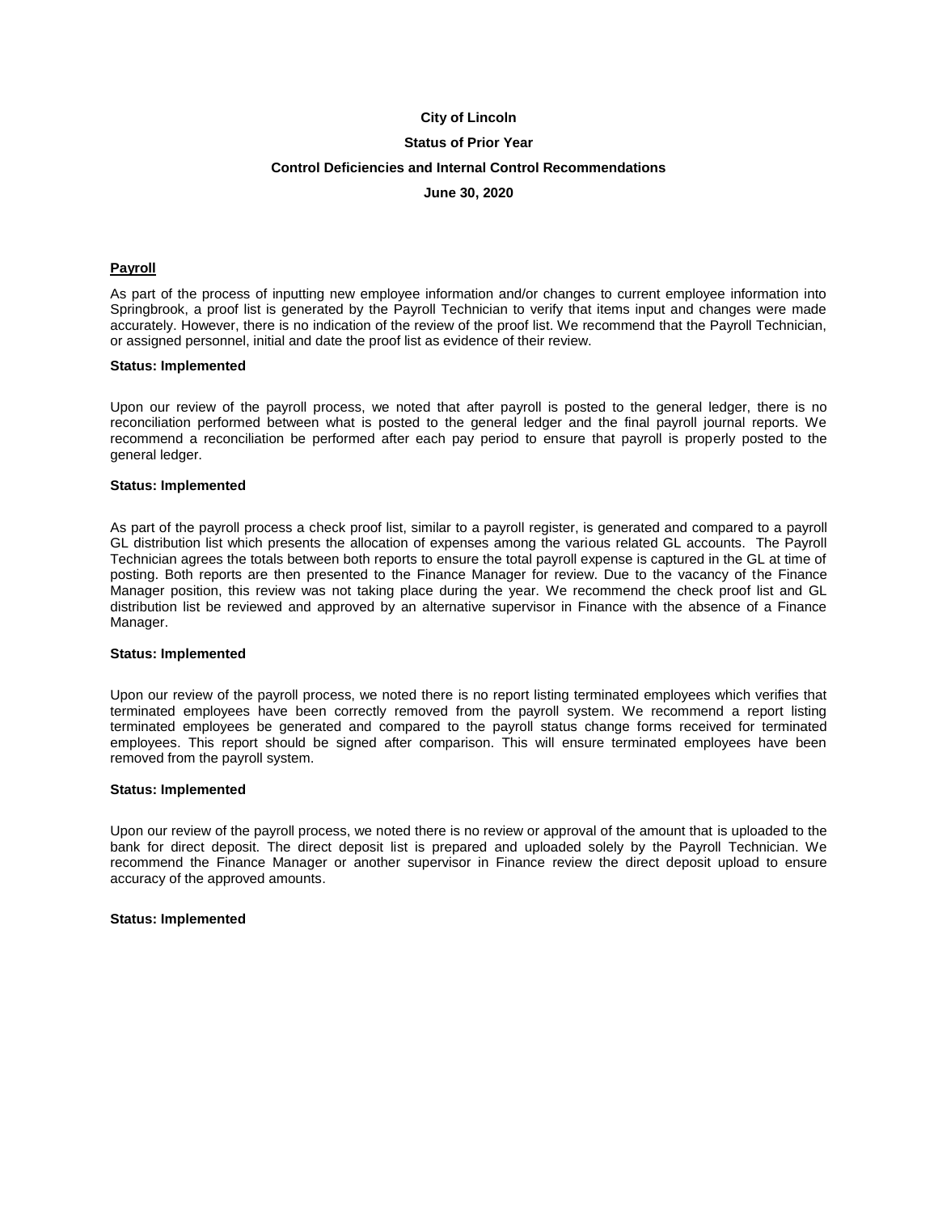**City of Lincoln**

**Status of Prior Year**

**Control Deficiencies and Internal Control Recommendations**

**June 30, 2020**

## Payroll

As part of the process of inputting new employee information and/or changes to current employee information into Springbrook, a proof list is generated by the Payroll Technician to verify that items input and changes were made accurately. However, there is no indication of the review of the proof list. We recommend that the Payroll Technician, or assigned personnel, initial and date the proof list as evidence of their review.

**Status: Implemented**

Upon our review of the payroll process, we noted that after payroll is posted to the general ledger, there is no reconciliation performed between what is posted to the general ledger and the final payroll journal reports. We recommend a reconciliation be performed after each pay period to ensure that payroll is properly posted to the general ledger.

**Status: Implemented**

As part of the payroll process a check proof list, similar to a payroll register, is generated and compared to a payroll GL distribution list which presents the allocation of expenses among the various related GL accounts. The Payroll Technician agrees the totals between both reports to ensure the total payroll expense is captured in the GL at time of posting. Both reports are then presented to the Finance Manager for review. Due to the vacancy of the Finance Manager position, this review was not taking place during the year. We recommend the check proof list and GL distribution list be reviewed and approved by an alternative supervisor in Finance with the absence of a Finance Manager.

**Status: Implemented**

Upon our review of the payroll process, we noted there is no report listing terminated employees which verifies that terminated employees have been correctly removed from the payroll system. We recommend a report listing terminated employees be generated and compared to the payroll status change forms received for terminated employees. This report should be signed after comparison. This will ensure terminated employees have been removed from the payroll system.

**Status: Implemented**

Upon our review of the payroll process, we noted there is no review or approval of the amount that is uploaded to the bank for direct deposit. The direct deposit list is prepared and uploaded solely by the Payroll Technician. We recommend the Finance Manager or another supervisor in Finance review the direct deposit upload to ensure accuracy of the approved amounts.

**Status: Implemented**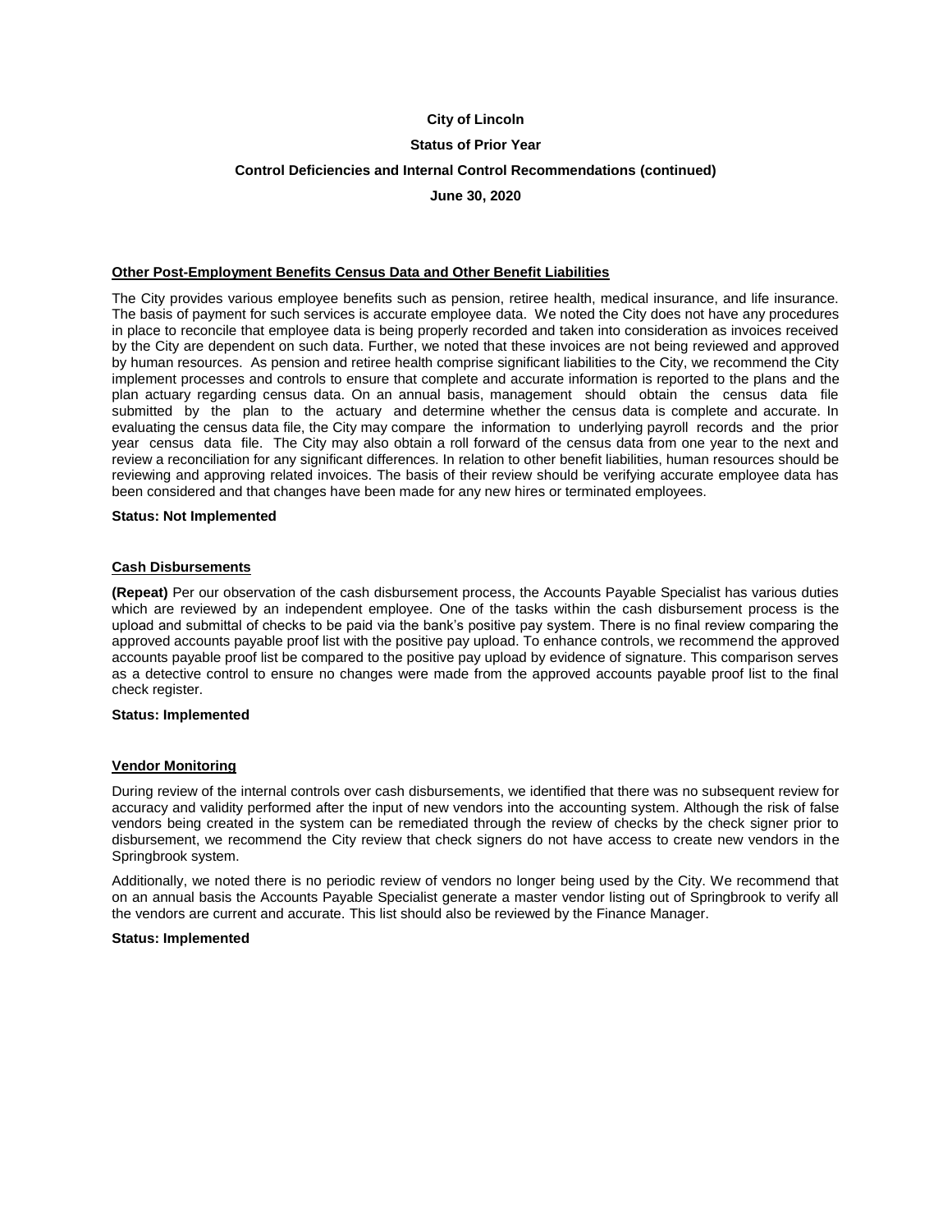**City of Lincoln**

**Status of Prior Year**

**Control Deficiencies and Internal Control Recommendations (continued)**

**June 30, 2020**

**Other Post-Employment Benefits Census Data and Other Benefit Liabilities**

The City provides various employee benefits such as pension, retiree health, medical insurance, and life insurance. The basis of payment for such services is accurate employee data. We noted the City does not have any procedures in place to reconcile that employee data is being properly recorded and taken into consideration as invoices received by the City are dependent on such data. Further, we noted that these invoices are not being reviewed and approved by human resources. As pension and retiree health comprise significant liabilities to the City, we recommend the City implement processes and controls to ensure that complete and accurate information is reported to the plans and the plan actuary regarding census data. On an annual basis, management should obtain the census data file submitted by the plan to the actuary and determine whether the census data is complete and accurate. In evaluating the census data file, the City may compare the information to underlying payroll records and the prior year census data file. The City may also obtain a roll forward of the census data from one year to the next and review a reconciliation for any significant differences. In relation to other benefit liabilities, human resources should be reviewing and approving related invoices. The basis of their review should be verifying accurate employee data has been considered and that changes have been made for any new hires or terminated employees.

**Status: Not Implemented**

**Cash Disbursements**

**(Repeat)** Per our observation of the cash disbursement process, the Accounts Payable Specialist has various duties which are reviewed by an independent employee. One of the tasks within the cash disbursement process is the upload and submittal of checks to be paid via the bank's positive pay system. There is no final review comparing the approved accounts payable proof list with the positive pay upload. To enhance controls, we recommend the approved accounts payable proof list be compared to the positive pay upload by evidence of signature. This comparison serves as a detective control to ensure no changes were made from the approved accounts payable proof list to the final check register.

**Status: Implemented**

**Vendor Monitoring**

During review of the internal controls over cash disbursements, we identified that there was no subsequent review for accuracy and validity performed after the input of new vendors into the accounting system. Although the risk of false vendors being created in the system can be remediated through the review of checks by the check signer prior to disbursement, we recommend the City review that check signers do not have access to create new vendors in the Springbrook system.

Additionally, we noted there is no periodic review of vendors no longer being used by the City. We recommend that on an annual basis the Accounts Payable Specialist generate a master vendor listing out of Springbrook to verify all the vendors are current and accurate. This list should also be reviewed by the Finance Manager.

**Status: Implemented**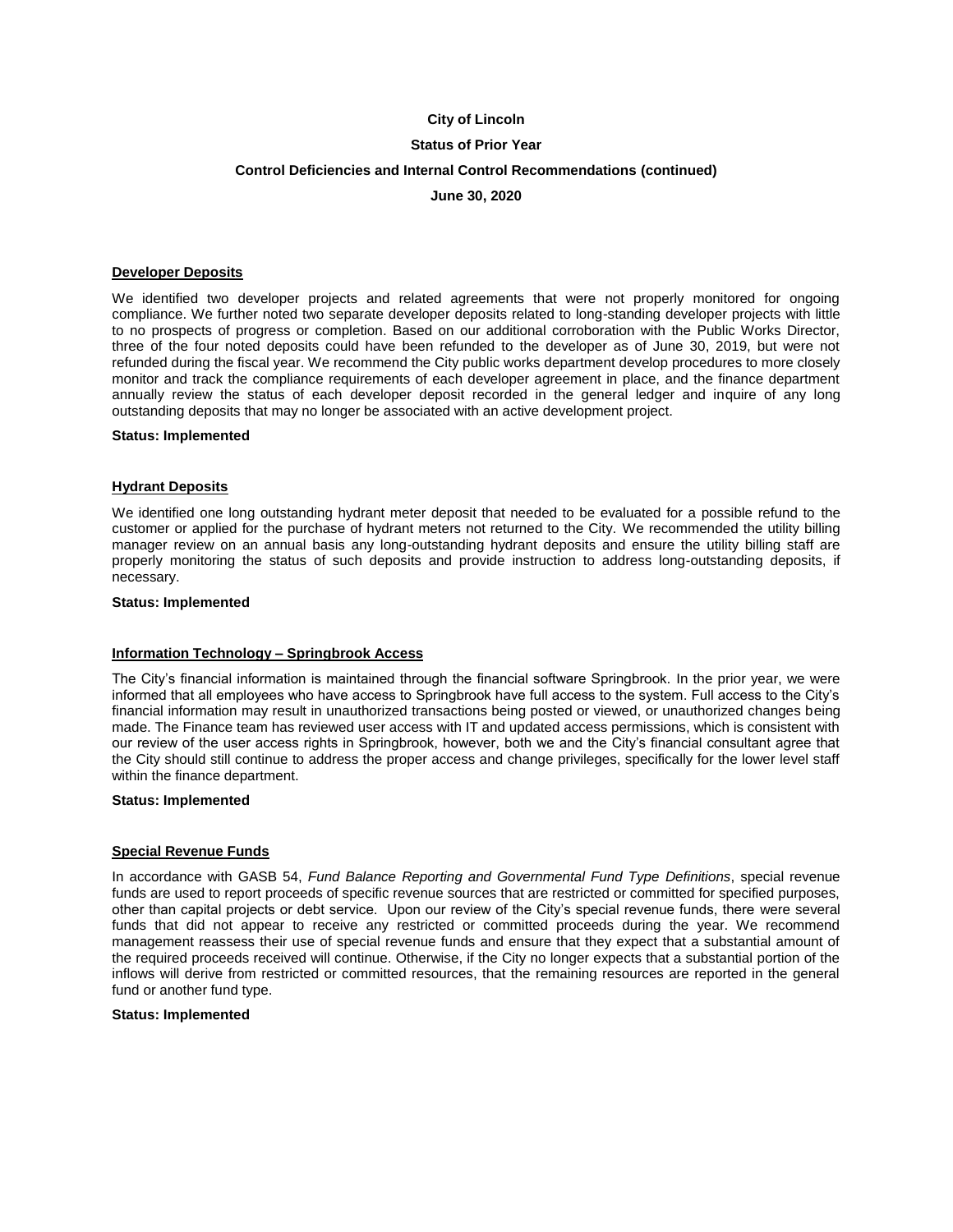**City of Lincoln**

**Status of Prior Year**

**Control Deficiencies and Internal Control Recommendations (continued)**

**June 30, 2020**

## Developer Deposits

We identified two developer projects and related agreements that were not properly monitored for ongoing compliance. We further noted two separate developer deposits related to long-standing developer projects with little to no prospects of progress or completion. Based on our additional corroboration with the Public Works Director, three of the four noted deposits could have been refunded to the developer as of June 30, 2019, but were not refunded during the fiscal year. We recommend the City public works department develop procedures to more closely monitor and track the compliance requirements of each developer agreement in place, and the finance department annually review the status of each developer deposit recorded in the general ledger and inquire of any long outstanding deposits that may no longer be associated with an active development project.

**Status: Implemented**

## Hydrant Deposits

We identified one long outstanding hydrant meter deposit that needed to be evaluated for a possible refund to the customer or applied for the purchase of hydrant meters not returned to the City. We recommended the utility billing manager review on an annual basis any long-outstanding hydrant deposits and ensure the utility billing staff are properly monitoring the status of such deposits and provide instruction to address long-outstanding deposits, if necessary.

**Status: Implemented**

## Information Technology – Springbrook Access

The City's financial information is maintained through the financial software Springbrook. In the prior year, we were informed that all employees who have access to Springbrook have full access to the system. Full access to the City's financial information may result in unauthorized transactions being posted or viewed, or unauthorized changes being made. The Finance team has reviewed user access with IT and updated access permissions, which is consistent with our review of the user access rights in Springbrook, however, both we and the City's financial consultant agree that the City should still continue to address the proper access and change privileges, specifically for the lower level staff within the finance department.

**Status: Implemented**

## Special Revenue Funds

In accordance with GASB 54, *Fund Balance Reporting and Governmental Fund Type Definitions*, special revenue funds are used to report proceeds of specific revenue sources that are restricted or committed for specified purposes, other than capital projects or debt service. Upon our review of the City's special revenue funds, there were several funds that did not appear to receive any restricted or committed proceeds during the year. We recommend management reassess their use of special revenue funds and ensure that they expect that a substantial amount of the required proceeds received will continue. Otherwise, if the City no longer expects that a substantial portion of the inflows will derive from restricted or committed resources, that the remaining resources are reported in the general fund or another fund type.

**Status: Implemented**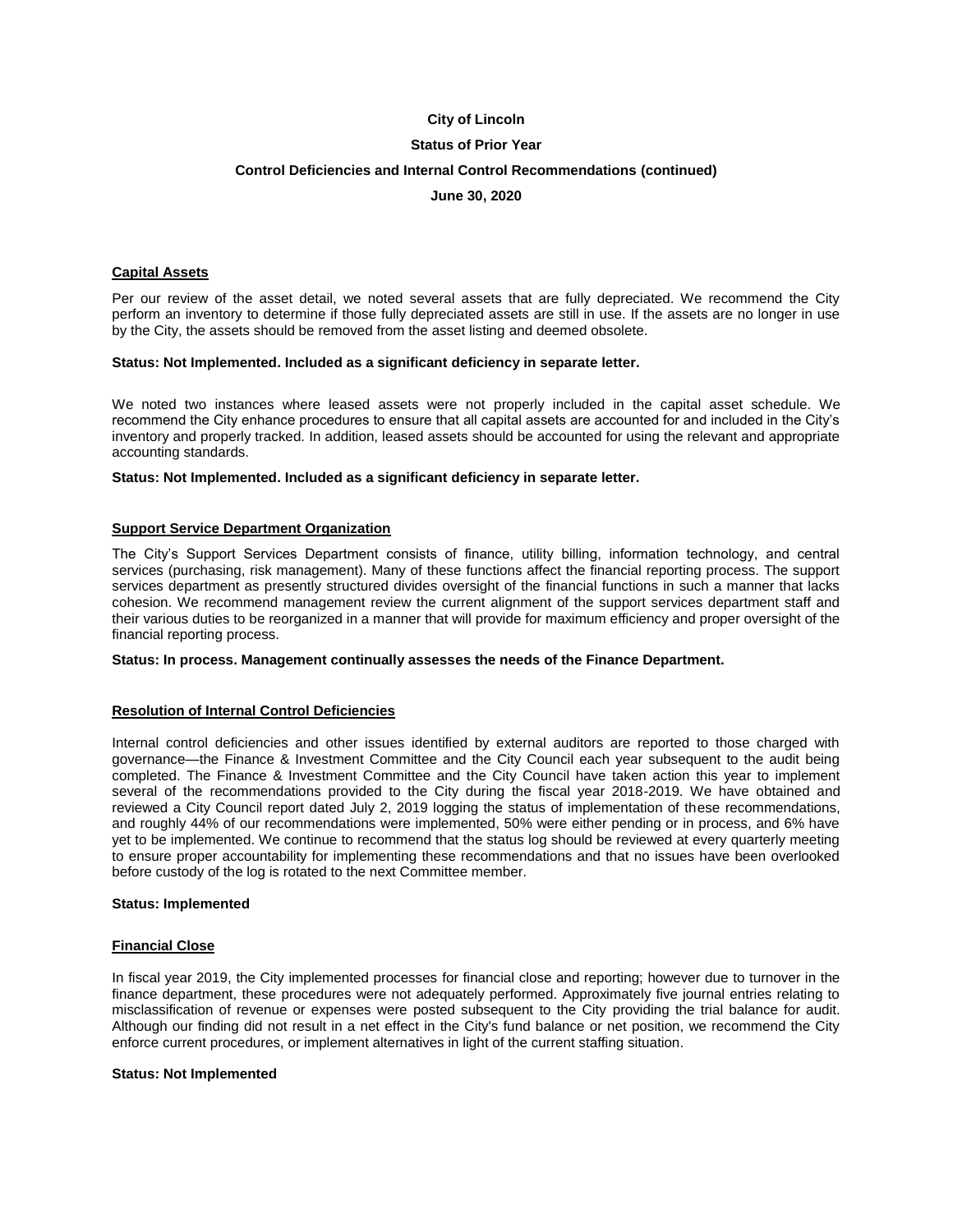**City of Lincoln**

**Status of Prior Year**

**Control Deficiencies and Internal Control Recommendations (continued)**

**June 30, 2020**

## Capital Assets

Per our review of the asset detail, we noted several assets that are fully depreciated. We recommend the City perform an inventory to determine if those fully depreciated assets are still in use. If the assets are no longer in use by the City, the assets should be removed from the asset listing and deemed obsolete.

**Status: Not Implemented. Included as a significant deficiency in separate letter.**

We noted two instances where leased assets were not properly included in the capital asset schedule. We recommend the City enhance procedures to ensure that all capital assets are accounted for and included in the City's inventory and properly tracked. In addition, leased assets should be accounted for using the relevant and appropriate accounting standards.

**Status: Not Implemented. Included as a significant deficiency in separate letter.**

## Support Service Department Organization

The City's Support Services Department consists of finance, utility billing, information technology, and central services (purchasing, risk management). Many of these functions affect the financial reporting process. The support services department as presently structured divides oversight of the financial functions in such a manner that lacks cohesion. We recommend management review the current alignment of the support services department staff and their various duties to be reorganized in a manner that will provide for maximum efficiency and proper oversight of the financial reporting process.

**Status: In process. Management continually assesses the needs of the Finance Department.**

## Resolution of Internal Control Deficiencies

Internal control deficiencies and other issues identified by external auditors are reported to those charged with governance—the Finance & Investment Committee and the City Council each year subsequent to the audit being completed. The Finance & Investment Committee and the City Council have taken action this year to implement several of the recommendations provided to the City during the fiscal year 2018-2019. We have obtained and reviewed a City Council report dated July 2, 2019 logging the status of implementation of these recommendations, and roughly 44% of our recommendations were implemented, 50% were either pending or in process, and 6% have yet to be implemented. We continue to recommend that the status log should be reviewed at every quarterly meeting to ensure proper accountability for implementing these recommendations and that no issues have been overlooked before custody of the log is rotated to the next Committee member.

**Status: Implemented**

## Financial Close

In fiscal year 2019, the City implemented processes for financial close and reporting; however due to turnover in the finance department, these procedures were not adequately performed. Approximately five journal entries relating to misclassification of revenue or expenses were posted subsequent to the City providing the trial balance for audit. Although our finding did not result in a net effect in the City's fund balance or net position, we recommend the City enforce current procedures, or implement alternatives in light of the current staffing situation.

**Status: Not Implemented**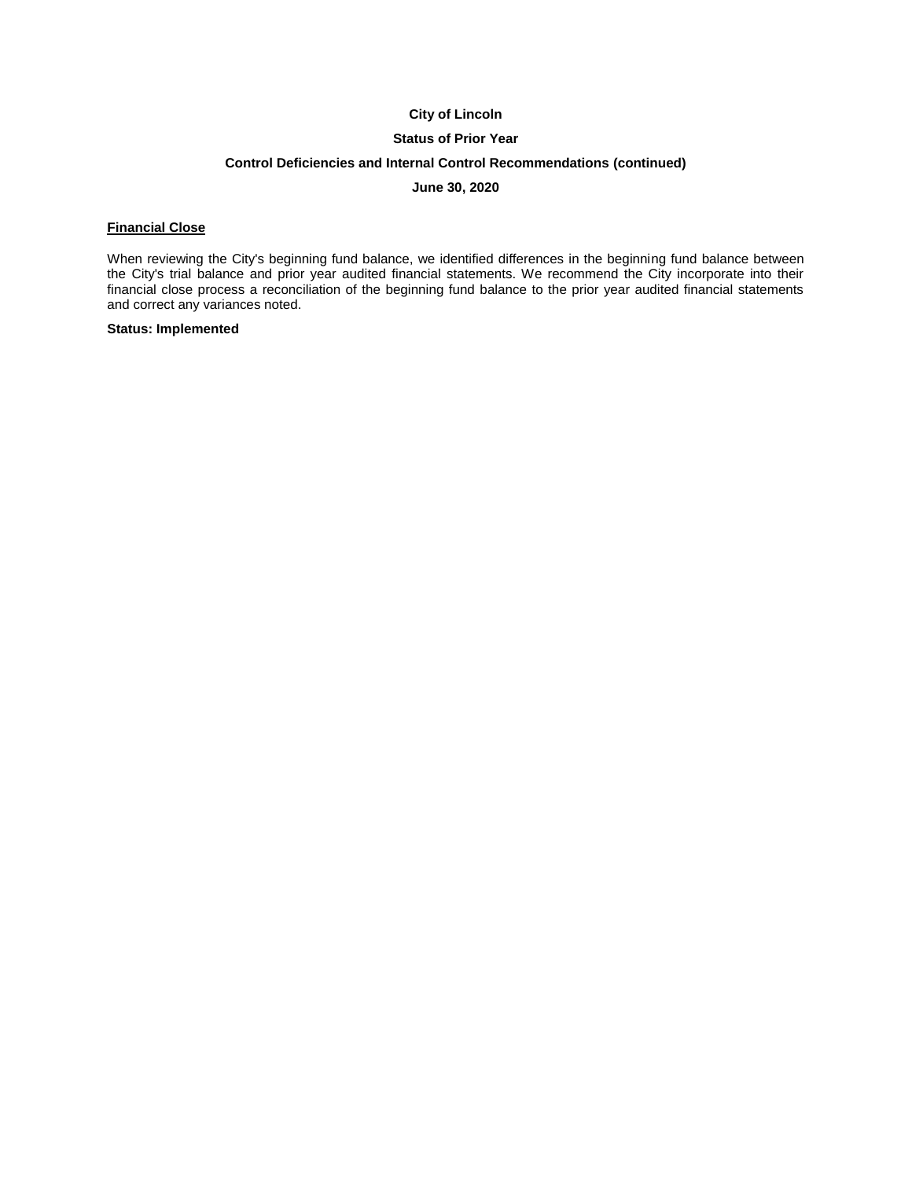**City of Lincoln**

**Status of Prior Year**

**Control Deficiencies and Internal Control Recommendations (continued)**

**June 30, 2020**

**Financial Close**

When reviewing the City's beginning fund balance, we identified differences in the beginning fund balance between the City's trial balance and prior year audited financial statements. We recommend the City incorporate into their financial close process a reconciliation of the beginning fund balance to the prior year audited financial statements and correct any variances noted.

**Status: Implemented**